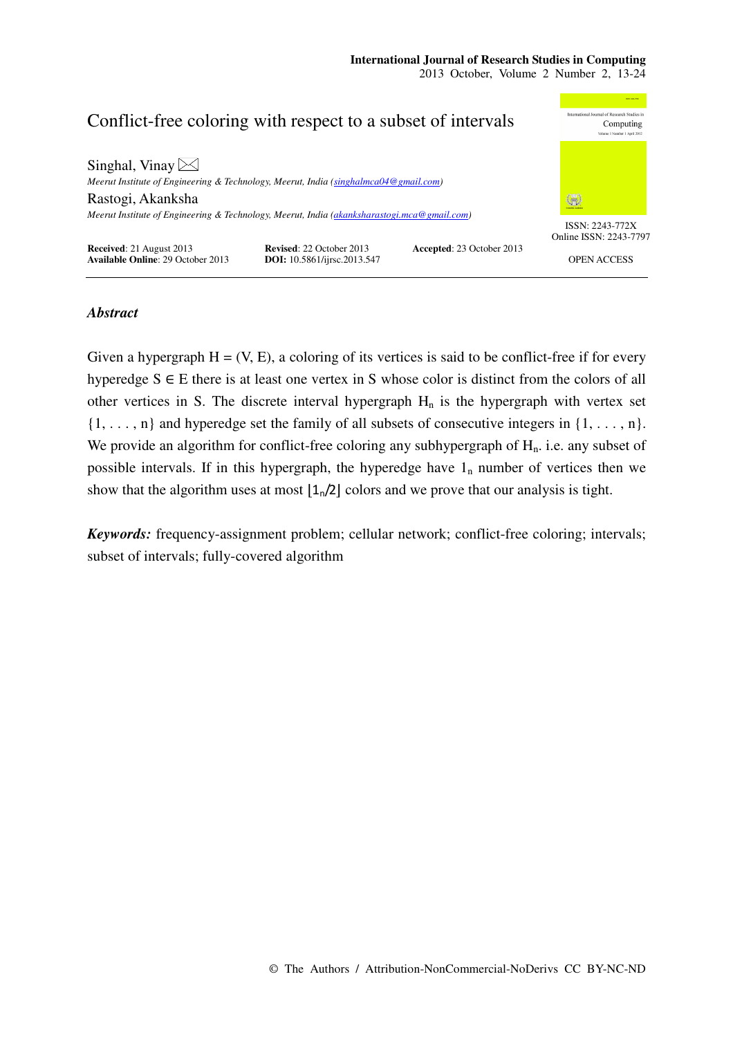# Conflict-free coloring with respect to a subset of intervals

**Singhal, Vinay** ✉

*Meerut Institute of Engineering & Technology, Meerut, India (singhalmca04@gmail.com)*

**Rastogi, Akanksha**

*Meerut Institute of Engineering & Technology, Meerut, India (akanksharastogi.mca@gmail.com)*

**Received**: 21 August 2013 **Revised**: 22 October 2013 **Accepted**: 23 October 2013
**Available Online**: 29 October 2013 **DOI:** 10.5861/ijrsc.2013.547

ISSN: 2243-772X
Online ISSN: 2243-7797

OPEN ACCESS

## *Abstract*

Given a hypergraph H = (V, E), a coloring of its vertices is said to be conflict-free if for every hyperedge S ∈ E there is at least one vertex in S whose color is distinct from the colors of all other vertices in S. The discrete interval hypergraph $H_n$ is the hypergraph with vertex set {1, . . . , n} and hyperedge set the family of all subsets of consecutive integers in {1, . . . , n}. We provide an algorithm for conflict-free coloring any subhypergraph of $H_n$. i.e. any subset of possible intervals. If in this hypergraph, the hyperedge have $1_n$ number of vertices then we show that the algorithm uses at most $\lceil 1_n/2 \rceil$ colors and we prove that our analysis is tight.

***Keywords:*** frequency-assignment problem; cellular network; conflict-free coloring; intervals; subset of intervals; fully-covered algorithm

© The Authors / Attribution-NonCommercial-NoDerivs CC BY-NC-ND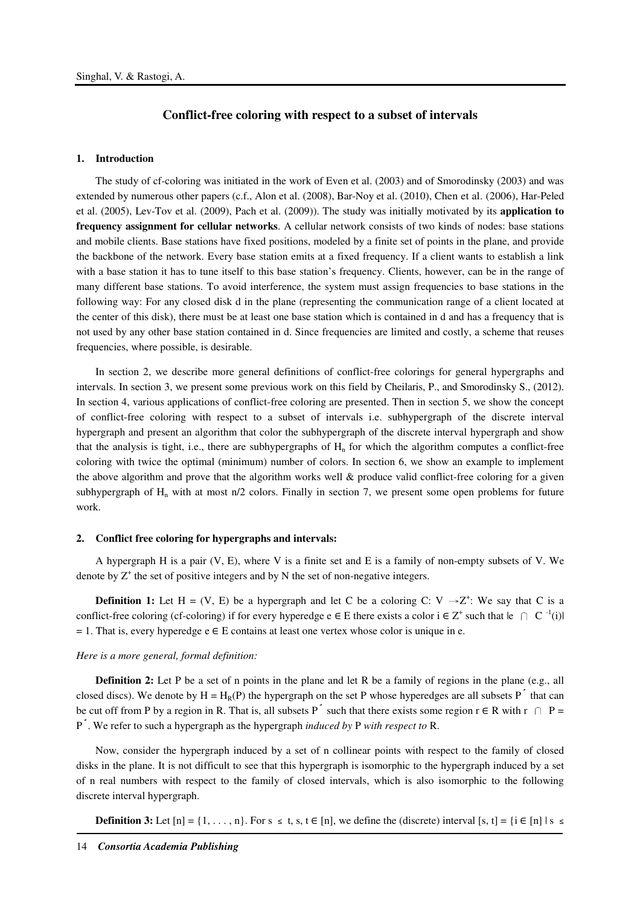## Conflict-free coloring with respect to a subset of intervals

### 1. Introduction

The study of cf-coloring was initiated in the work of Even et al. (2003) and of Smorodinsky (2003) and was extended by numerous other papers (c.f., Alon et al. (2008), Bar-Noy et al. (2010), Chen et al. (2006), Har-Peled et al. (2005), Lev-Tov et al. (2009), Pach et al. (2009)). The study was initially motivated by its **application to frequency assignment for cellular networks**. A cellular network consists of two kinds of nodes: base stations and mobile clients. Base stations have fixed positions, modeled by a finite set of points in the plane, and provide the backbone of the network. Every base station emits at a fixed frequency. If a client wants to establish a link with a base station it has to tune itself to this base station's frequency. Clients, however, can be in the range of many different base stations. To avoid interference, the system must assign frequencies to base stations in the following way: For any closed disk d in the plane (representing the communication range of a client located at the center of this disk), there must be at least one base station which is contained in d and has a frequency that is not used by any other base station contained in d. Since frequencies are limited and costly, a scheme that reuses frequencies, where possible, is desirable.

In section 2, we describe more general definitions of conflict-free colorings for general hypergraphs and intervals. In section 3, we present some previous work on this field by Cheilaris, P., and Smorodinsky S., (2012). In section 4, various applications of conflict-free coloring are presented. Then in section 5, we show the concept of conflict-free coloring with respect to a subset of intervals i.e. subhypergraph of the discrete interval hypergraph and present an algorithm that color the subhypergraph of the discrete interval hypergraph and show that the analysis is tight, i.e., there are subhypergraphs of $H_n$ for which the algorithm computes a conflict-free coloring with twice the optimal (minimum) number of colors. In section 6, we show an example to implement the above algorithm and prove that the algorithm works well & produce valid conflict-free coloring for a given subhypergraph of $H_n$ with at most n/2 colors. Finally in section 7, we present some open problems for future work.

### 2. Conflict free coloring for hypergraphs and intervals:

A hypergraph H is a pair (V, E), where V is a finite set and E is a family of non-empty subsets of V. We denote by $Z^+$ the set of positive integers and by N the set of non-negative integers.

**Definition 1:** Let H = (V, E) be a hypergraph and let C be a coloring $C: V \rightarrow Z^+$: We say that C is a conflict-free coloring (cf-coloring) if for every hyperedge $e \in E$ there exists a color $i \in Z^+$ such that $|e \cap C^{-1}(i)| = 1$. That is, every hyperedge $e \in E$ contains at least one vertex whose color is unique in e.

*Here is a more general, formal definition:*

**Definition 2:** Let P be a set of n points in the plane and let R be a family of regions in the plane (e.g., all closed discs). We denote by $H = H_R(P)$ the hypergraph on the set P whose hyperedges are all subsets $P'$ that can be cut off from P by a region in R. That is, all subsets $P'$ such that there exists some region $r \in R$ with $r \cap P = P'$. We refer to such a hypergraph as the hypergraph *induced by* P *with respect to* R.

Now, consider the hypergraph induced by a set of n collinear points with respect to the family of closed disks in the plane. It is not difficult to see that this hypergraph is isomorphic to the hypergraph induced by a set of n real numbers with respect to the family of closed intervals, which is also isomorphic to the following discrete interval hypergraph.

**Definition 3:** Let $[n] = \{1, . . . , n\}$. For $s \leq t$, $s, t \in [n]$, we define the (discrete) interval $[s, t] = \{i \in [n] \mid s \leq$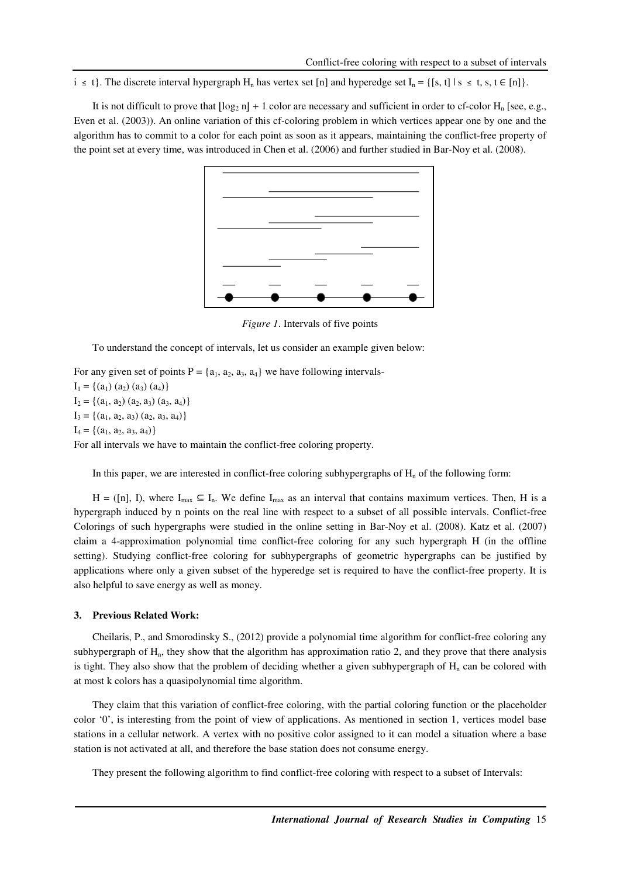$i \leq t\}$. The discrete interval hypergraph $H_n$ has vertex set $[n]$ and hyperedge set $I_n = \{[s, t] \mid s \leq t, s, t \in [n]\}$.

It is not difficult to prove that $\lfloor \log_2 n \rfloor + 1$ color are necessary and sufficient in order to cf-color $H_n$ [see, e.g., Even et al. (2003)). An online variation of this cf-coloring problem in which vertices appear one by one and the algorithm has to commit to a color for each point as soon as it appears, maintaining the conflict-free property of the point set at every time, was introduced in Chen et al. (2006) and further studied in Bar-Noy et al. (2008).

*Figure 1*. Intervals of five points

To understand the concept of intervals, let us consider an example given below:

For any given set of points $P = \{a_1, a_2, a_3, a_4\}$ we have following intervals-
$I_1 = \{(a_1)\ (a_2)\ (a_3)\ (a_4)\}$
$I_2 = \{(a_1, a_2)\ (a_2, a_3)\ (a_3, a_4)\}$
$I_3 = \{(a_1, a_2, a_3)\ (a_2, a_3, a_4)\}$
$I_4 = \{(a_1, a_2, a_3, a_4)\}$
For all intervals we have to maintain the conflict-free coloring property.

In this paper, we are interested in conflict-free coloring subhypergraphs of $H_n$ of the following form:

$H = ([n], I)$, where $I_{max} \subseteq I_n$. We define $I_{max}$ as an interval that contains maximum vertices. Then, H is a hypergraph induced by n points on the real line with respect to a subset of all possible intervals. Conflict-free Colorings of such hypergraphs were studied in the online setting in Bar-Noy et al. (2008). Katz et al. (2007) claim a 4-approximation polynomial time conflict-free coloring for any such hypergraph H (in the offline setting). Studying conflict-free coloring for subhypergraphs of geometric hypergraphs can be justified by applications where only a given subset of the hyperedge set is required to have the conflict-free property. It is also helpful to save energy as well as money.

### 3. Previous Related Work:

Cheilaris, P., and Smorodinsky S., (2012) provide a polynomial time algorithm for conflict-free coloring any subhypergraph of $H_n$, they show that the algorithm has approximation ratio 2, and they prove that there analysis is tight. They also show that the problem of deciding whether a given subhypergraph of $H_n$ can be colored with at most k colors has a quasipolynomial time algorithm.

They claim that this variation of conflict-free coloring, with the partial coloring function or the placeholder color '0', is interesting from the point of view of applications. As mentioned in section 1, vertices model base stations in a cellular network. A vertex with no positive color assigned to it can model a situation where a base station is not activated at all, and therefore the base station does not consume energy.

They present the following algorithm to find conflict-free coloring with respect to a subset of Intervals: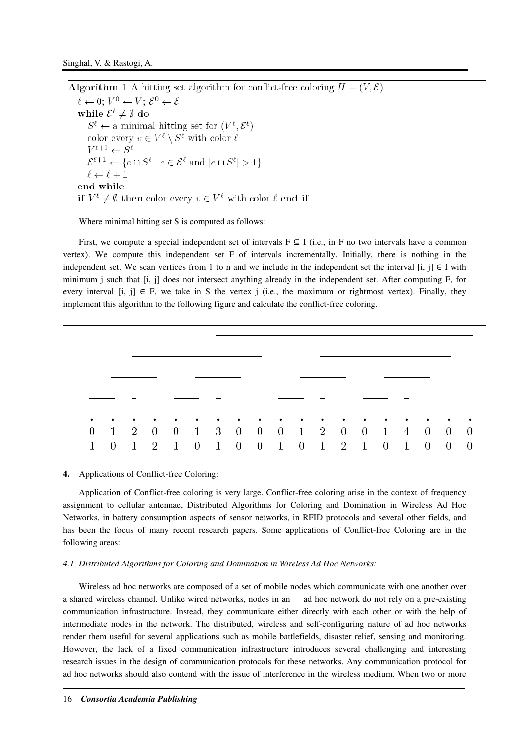**Algorithm 1** A hitting set algorithm for conflict-free coloring $H = (V, \mathcal{E})$

$\ell \leftarrow 0$; $V^0 \leftarrow V$; $\mathcal{E}^0 \leftarrow \mathcal{E}$
**while** $\mathcal{E}^\ell \neq \emptyset$ **do**
  $S^\ell \leftarrow$ a minimal hitting set for $(V^\ell, \mathcal{E}^\ell)$
  color every $v \in V^\ell \setminus S^\ell$ with color $\ell$
  $V^{\ell+1} \leftarrow S^\ell$
  $\mathcal{E}^{\ell+1} \leftarrow \{e \cap S^\ell \mid e \in \mathcal{E}^\ell \text{ and } |e \cap S^\ell| > 1\}$
  $\ell \leftarrow \ell + 1$
**end while**
**if** $V^\ell \neq \emptyset$ **then** color every $v \in V^\ell$ with color $\ell$ **end if**

Where minimal hitting set S is computed as follows:

First, we compute a special independent set of intervals F ⊆ I (i.e., in F no two intervals have a common vertex). We compute this independent set F of intervals incrementally. Initially, there is nothing in the independent set. We scan vertices from 1 to n and we include in the independent set the interval [i, j] ∈ I with minimum j such that [i, j] does not intersect anything already in the independent set. After computing F, for every interval [i, j] ∈ F, we take in S the vertex j (i.e., the maximum or rightmost vertex). Finally, they implement this algorithm to the following figure and calculate the conflict-free coloring.

| • | • | • | • | • | • | • | • | • | • | • | • | • | • | • | • | • | • | • |
|---|---|---|---|---|---|---|---|---|---|---|---|---|---|---|---|---|---|---|
| 0 | 1 | 2 | 0 | 0 | 1 | 3 | 0 | 0 | 0 | 1 | 2 | 0 | 0 | 1 | 4 | 0 | 0 | 0 |
| 1 | 0 | 1 | 2 | 1 | 0 | 1 | 0 | 0 | 1 | 0 | 1 | 2 | 1 | 0 | 1 | 0 | 0 | 0 |

## 4. Applications of Conflict-free Coloring:

Application of Conflict-free coloring is very large. Conflict-free coloring arise in the context of frequency assignment to cellular antennae, Distributed Algorithms for Coloring and Domination in Wireless Ad Hoc Networks, in battery consumption aspects of sensor networks, in RFID protocols and several other fields, and has been the focus of many recent research papers. Some applications of Conflict-free Coloring are in the following areas:

### *4.1 Distributed Algorithms for Coloring and Domination in Wireless Ad Hoc Networks:*

Wireless ad hoc networks are composed of a set of mobile nodes which communicate with one another over a shared wireless channel. Unlike wired networks, nodes in an ad hoc network do not rely on a pre-existing communication infrastructure. Instead, they communicate either directly with each other or with the help of intermediate nodes in the network. The distributed, wireless and self-configuring nature of ad hoc networks render them useful for several applications such as mobile battlefields, disaster relief, sensing and monitoring. However, the lack of a fixed communication infrastructure introduces several challenging and interesting research issues in the design of communication protocols for these networks. Any communication protocol for ad hoc networks should also contend with the issue of interference in the wireless medium. When two or more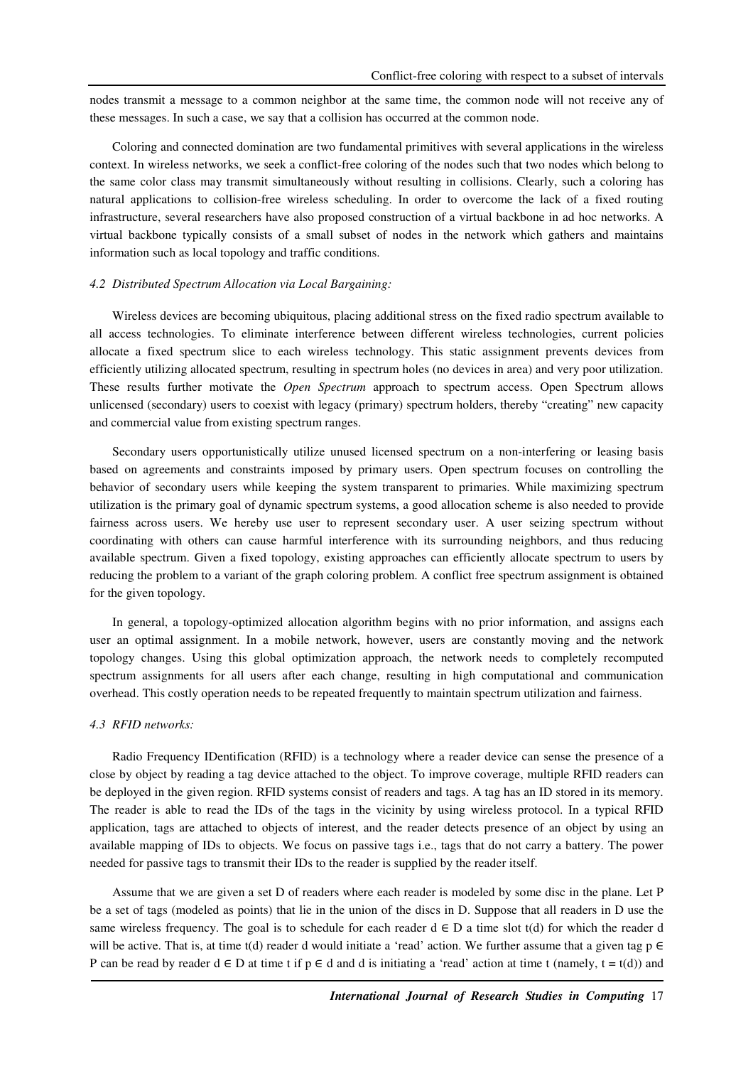nodes transmit a message to a common neighbor at the same time, the common node will not receive any of these messages. In such a case, we say that a collision has occurred at the common node.

Coloring and connected domination are two fundamental primitives with several applications in the wireless context. In wireless networks, we seek a conflict-free coloring of the nodes such that two nodes which belong to the same color class may transmit simultaneously without resulting in collisions. Clearly, such a coloring has natural applications to collision-free wireless scheduling. In order to overcome the lack of a fixed routing infrastructure, several researchers have also proposed construction of a virtual backbone in ad hoc networks. A virtual backbone typically consists of a small subset of nodes in the network which gathers and maintains information such as local topology and traffic conditions.

#### *4.2 Distributed Spectrum Allocation via Local Bargaining:*

Wireless devices are becoming ubiquitous, placing additional stress on the fixed radio spectrum available to all access technologies. To eliminate interference between different wireless technologies, current policies allocate a fixed spectrum slice to each wireless technology. This static assignment prevents devices from efficiently utilizing allocated spectrum, resulting in spectrum holes (no devices in area) and very poor utilization. These results further motivate the *Open Spectrum* approach to spectrum access. Open Spectrum allows unlicensed (secondary) users to coexist with legacy (primary) spectrum holders, thereby “creating” new capacity and commercial value from existing spectrum ranges.

Secondary users opportunistically utilize unused licensed spectrum on a non-interfering or leasing basis based on agreements and constraints imposed by primary users. Open spectrum focuses on controlling the behavior of secondary users while keeping the system transparent to primaries. While maximizing spectrum utilization is the primary goal of dynamic spectrum systems, a good allocation scheme is also needed to provide fairness across users. We hereby use user to represent secondary user. A user seizing spectrum without coordinating with others can cause harmful interference with its surrounding neighbors, and thus reducing available spectrum. Given a fixed topology, existing approaches can efficiently allocate spectrum to users by reducing the problem to a variant of the graph coloring problem. A conflict free spectrum assignment is obtained for the given topology.

In general, a topology-optimized allocation algorithm begins with no prior information, and assigns each user an optimal assignment. In a mobile network, however, users are constantly moving and the network topology changes. Using this global optimization approach, the network needs to completely recomputed spectrum assignments for all users after each change, resulting in high computational and communication overhead. This costly operation needs to be repeated frequently to maintain spectrum utilization and fairness.

#### *4.3 RFID networks:*

Radio Frequency IDentification (RFID) is a technology where a reader device can sense the presence of a close by object by reading a tag device attached to the object. To improve coverage, multiple RFID readers can be deployed in the given region. RFID systems consist of readers and tags. A tag has an ID stored in its memory. The reader is able to read the IDs of the tags in the vicinity by using wireless protocol. In a typical RFID application, tags are attached to objects of interest, and the reader detects presence of an object by using an available mapping of IDs to objects. We focus on passive tags i.e., tags that do not carry a battery. The power needed for passive tags to transmit their IDs to the reader is supplied by the reader itself.

Assume that we are given a set D of readers where each reader is modeled by some disc in the plane. Let P be a set of tags (modeled as points) that lie in the union of the discs in D. Suppose that all readers in D use the same wireless frequency. The goal is to schedule for each reader $d \in D$ a time slot $t(d)$ for which the reader d will be active. That is, at time $t(d)$ reader d would initiate a ‘read’ action. We further assume that a given tag $p \in P$ can be read by reader $d \in D$ at time t if $p \in d$ and d is initiating a ‘read’ action at time t (namely, $t = t(d)$) and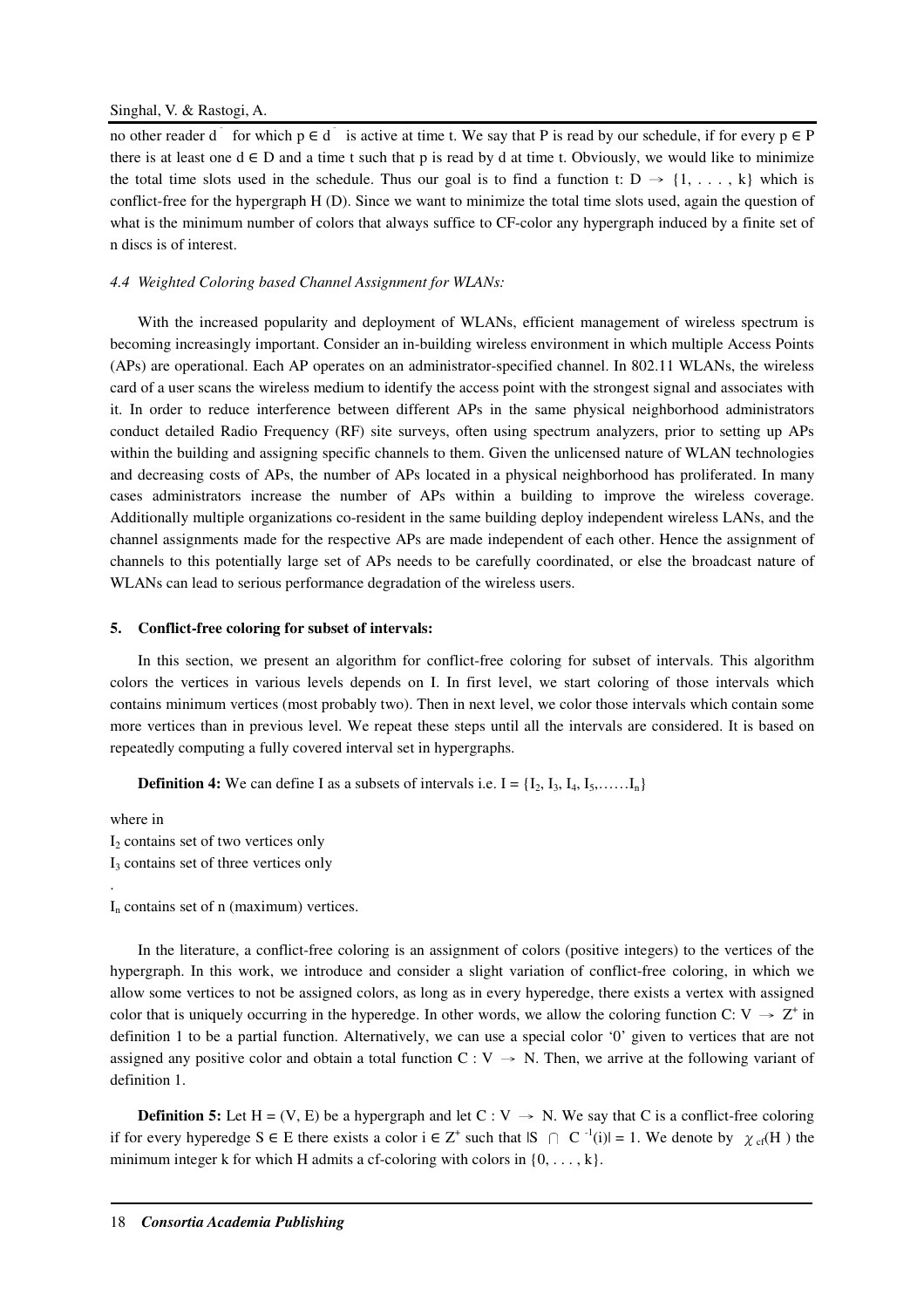no other reader $d^{\hat{}}$ for which $p \in d^{\hat{}}$ is active at time t. We say that P is read by our schedule, if for every $p \in P$ there is at least one $d \in D$ and a time t such that p is read by d at time t. Obviously, we would like to minimize the total time slots used in the schedule. Thus our goal is to find a function t: $D \rightarrow \{1, \ldots, k\}$ which is conflict-free for the hypergraph H (D). Since we want to minimize the total time slots used, again the question of what is the minimum number of colors that always suffice to CF-color any hypergraph induced by a finite set of n discs is of interest.

### *4.4 Weighted Coloring based Channel Assignment for WLANs:*

With the increased popularity and deployment of WLANs, efficient management of wireless spectrum is becoming increasingly important. Consider an in-building wireless environment in which multiple Access Points (APs) are operational. Each AP operates on an administrator-specified channel. In 802.11 WLANs, the wireless card of a user scans the wireless medium to identify the access point with the strongest signal and associates with it. In order to reduce interference between different APs in the same physical neighborhood administrators conduct detailed Radio Frequency (RF) site surveys, often using spectrum analyzers, prior to setting up APs within the building and assigning specific channels to them. Given the unlicensed nature of WLAN technologies and decreasing costs of APs, the number of APs located in a physical neighborhood has proliferated. In many cases administrators increase the number of APs within a building to improve the wireless coverage. Additionally multiple organizations co-resident in the same building deploy independent wireless LANs, and the channel assignments made for the respective APs are made independent of each other. Hence the assignment of channels to this potentially large set of APs needs to be carefully coordinated, or else the broadcast nature of WLANs can lead to serious performance degradation of the wireless users.

## 5. Conflict-free coloring for subset of intervals:

In this section, we present an algorithm for conflict-free coloring for subset of intervals. This algorithm colors the vertices in various levels depends on I. In first level, we start coloring of those intervals which contains minimum vertices (most probably two). Then in next level, we color those intervals which contain some more vertices than in previous level. We repeat these steps until all the intervals are considered. It is based on repeatedly computing a fully covered interval set in hypergraphs.

**Definition 4:** We can define I as a subsets of intervals i.e. $I = \{I_2, I_3, I_4, I_5, \ldots\ldots I_n\}$

where in

$I_2$ contains set of two vertices only

$I_3$ contains set of three vertices only

.

$I_n$ contains set of n (maximum) vertices.

In the literature, a conflict-free coloring is an assignment of colors (positive integers) to the vertices of the hypergraph. In this work, we introduce and consider a slight variation of conflict-free coloring, in which we allow some vertices to not be assigned colors, as long as in every hyperedge, there exists a vertex with assigned color that is uniquely occurring in the hyperedge. In other words, we allow the coloring function $C: V \rightarrow Z^+$ in definition 1 to be a partial function. Alternatively, we can use a special color '0' given to vertices that are not assigned any positive color and obtain a total function $C : V \rightarrow N$. Then, we arrive at the following variant of definition 1.

**Definition 5:** Let $H = (V, E)$ be a hypergraph and let $C : V \rightarrow N$. We say that C is a conflict-free coloring if for every hyperedge $S \in E$ there exists a color $i \in Z^+$ such that $|S \cap C^{-1}(i)| = 1$. We denote by $\chi_{cf}(H)$ the minimum integer k for which H admits a cf-coloring with colors in $\{0, \ldots, k\}$.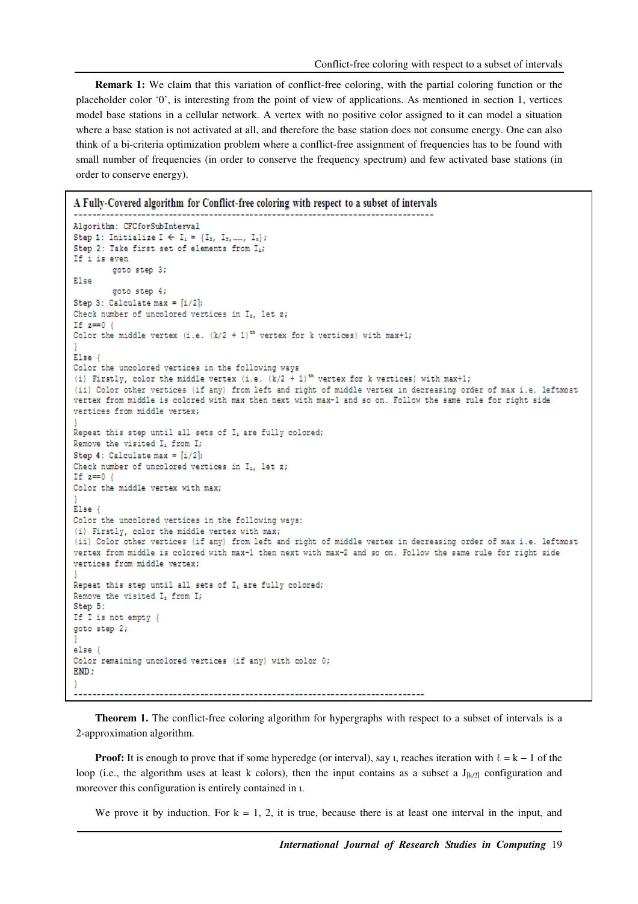**Remark 1:** We claim that this variation of conflict-free coloring, with the partial coloring function or the placeholder color '0', is interesting from the point of view of applications. As mentioned in section 1, vertices model base stations in a cellular network. A vertex with no positive color assigned to it can model a situation where a base station is not activated at all, and therefore the base station does not consume energy. One can also think of a bi-criteria optimization problem where a conflict-free assignment of frequencies has to be found with small number of frequencies (in order to conserve the frequency spectrum) and few activated base stations (in order to conserve energy).

**A Fully-Covered algorithm for Conflict-free coloring with respect to a subset of intervals**

```
-------------------------------------------------------------------------------
Algorithm: CFCforSubInterval
Step 1: Initialize I ← Iᵢ = {I₁, I₂,……, Iₙ};
Step 2: Take first set of elements from Iᵢ;
If i is even
        goto step 3;
Else
        goto step 4;
Step 3: Calculate max = ⌈i/2⌉;
Check number of uncolored vertices in Iᵢ, let z;
If z==0 {
Color the middle vertex (i.e. (k/2 + 1)th vertex for k vertices) with max+1;
}
Else {
Color the uncolored vertices in the following ways
(i) Firstly, color the middle vertex (i.e. (k/2 + 1)th vertex for k vertices) with max+1;
(ii) Color other vertices (if any) from left and right of middle vertex in decreasing order of max i.e. leftmost
vertex from middle is colored with max then next with max-1 and so on. Follow the same rule for right side
vertices from middle vertex;
}
Repeat this step until all sets of Iᵢ are fully colored;
Remove the visited Iᵢ from I;
Step 4: Calculate max = ⌈i/2⌉;
Check number of uncolored vertices in Iᵢ, let z;
If z==0 {
Color the middle vertex with max;
}
Else {
Color the uncolored vertices in the following ways:
(i) Firstly, color the middle vertex with max;
(ii) Color other vertices (if any) from left and right of middle vertex in decreasing order of max i.e. leftmost
vertex from middle is colored with max-1 then next with max-2 and so on. Follow the same rule for right side
vertices from middle vertex;
}
Repeat this step until all sets of Iᵢ are fully colored;
Remove the visited Iᵢ from I;
Step 5:
If I is not empty {
goto step 2;
}
else {
Color remaining uncolored vertices (if any) with color 0;
END;
}
-------------------------------------------------------------------------------
```

**Theorem 1.** The conflict-free coloring algorithm for hypergraphs with respect to a subset of intervals is a 2-approximation algorithm.

**Proof:** It is enough to prove that if some hyperedge (or interval), say ι, reaches iteration with $\ell = k - 1$ of the loop (i.e., the algorithm uses at least k colors), then the input contains as a subset a $J_{\lceil k/2 \rceil}$ configuration and moreover this configuration is entirely contained in ι.

We prove it by induction. For k = 1, 2, it is true, because there is at least one interval in the input, and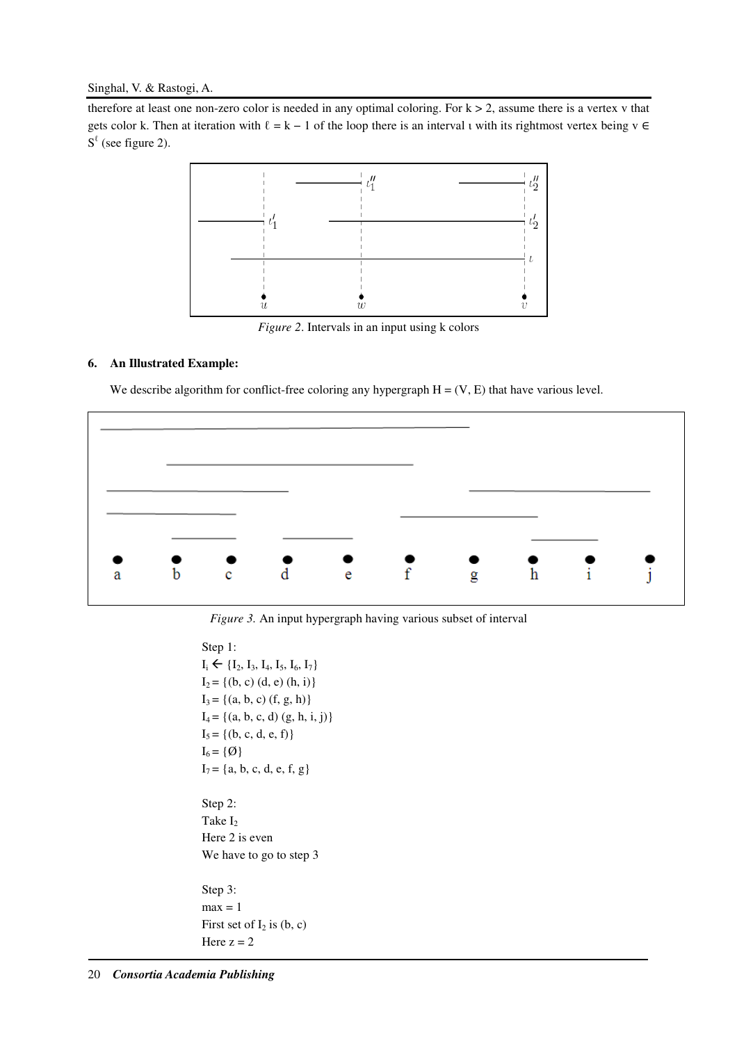therefore at least one non-zero color is needed in any optimal coloring. For k > 2, assume there is a vertex v that gets color k. Then at iteration with $\ell = k - 1$ of the loop there is an interval ι with its rightmost vertex being $v \in S^{\ell}$ (see figure 2).

*Figure 2*. Intervals in an input using k colors

#### 6. An Illustrated Example:

We describe algorithm for conflict-free coloring any hypergraph H = (V, E) that have various level.

*Figure 3.* An input hypergraph having various subset of interval

Step 1:
$I_i \leftarrow \{I_2, I_3, I_4, I_5, I_6, I_7\}$
$I_2 = \{(b, c)\ (d, e)\ (h, i)\}$
$I_3 = \{(a, b, c)\ (f, g, h)\}$
$I_4 = \{(a, b, c, d)\ (g, h, i, j)\}$
$I_5 = \{(b, c, d, e, f)\}$
$I_6 = \{\emptyset\}$
$I_7 = \{a, b, c, d, e, f, g\}$

Step 2:
Take $I_2$
Here 2 is even
We have to go to step 3

Step 3:
max = 1
First set of $I_2$ is (b, c)
Here z = 2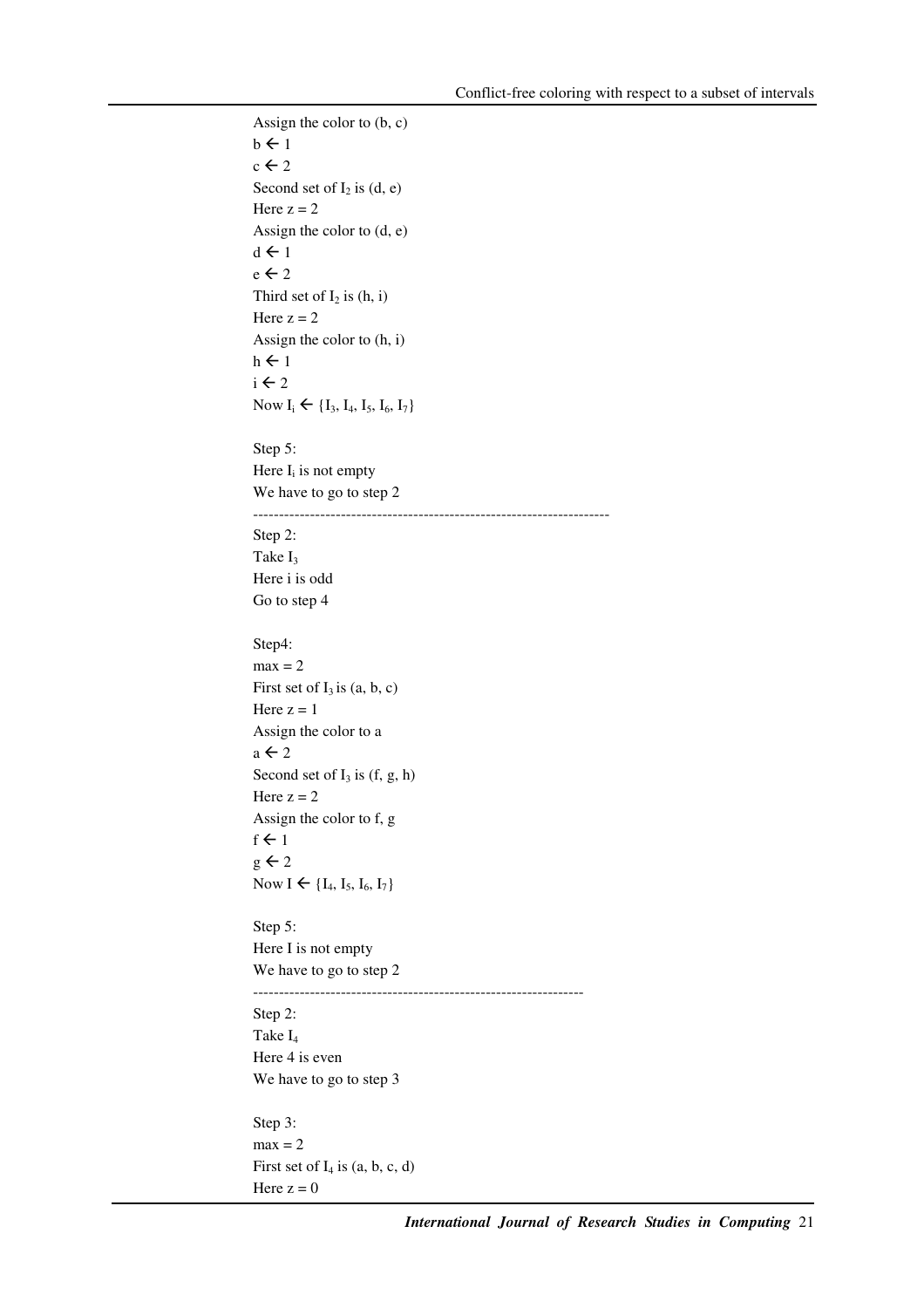Assign the color to (b, c)

b ← 1

c ← 2

Second set of $I_2$ is (d, e)

Here z = 2

Assign the color to (d, e)

d ← 1

e ← 2

Third set of $I_2$ is (h, i)

Here z = 2

Assign the color to (h, i)

h ← 1

i ← 2

Now $I_i$ ← {$I_3$, $I_4$, $I_5$, $I_6$, $I_7$}

Step 5:

Here $I_i$ is not empty

We have to go to step 2

---

Step 2:

Take $I_3$

Here i is odd

Go to step 4

Step4:

max = 2

First set of $I_3$ is (a, b, c)

Here z = 1

Assign the color to a

a ← 2

Second set of $I_3$ is (f, g, h)

Here z = 2

Assign the color to f, g

f ← 1

g ← 2

Now I ← {$I_4$, $I_5$, $I_6$, $I_7$}

Step 5:

Here I is not empty

We have to go to step 2

---

Step 2:

Take $I_4$

Here 4 is even

We have to go to step 3

Step 3:

max = 2

First set of $I_4$ is (a, b, c, d)

Here z = 0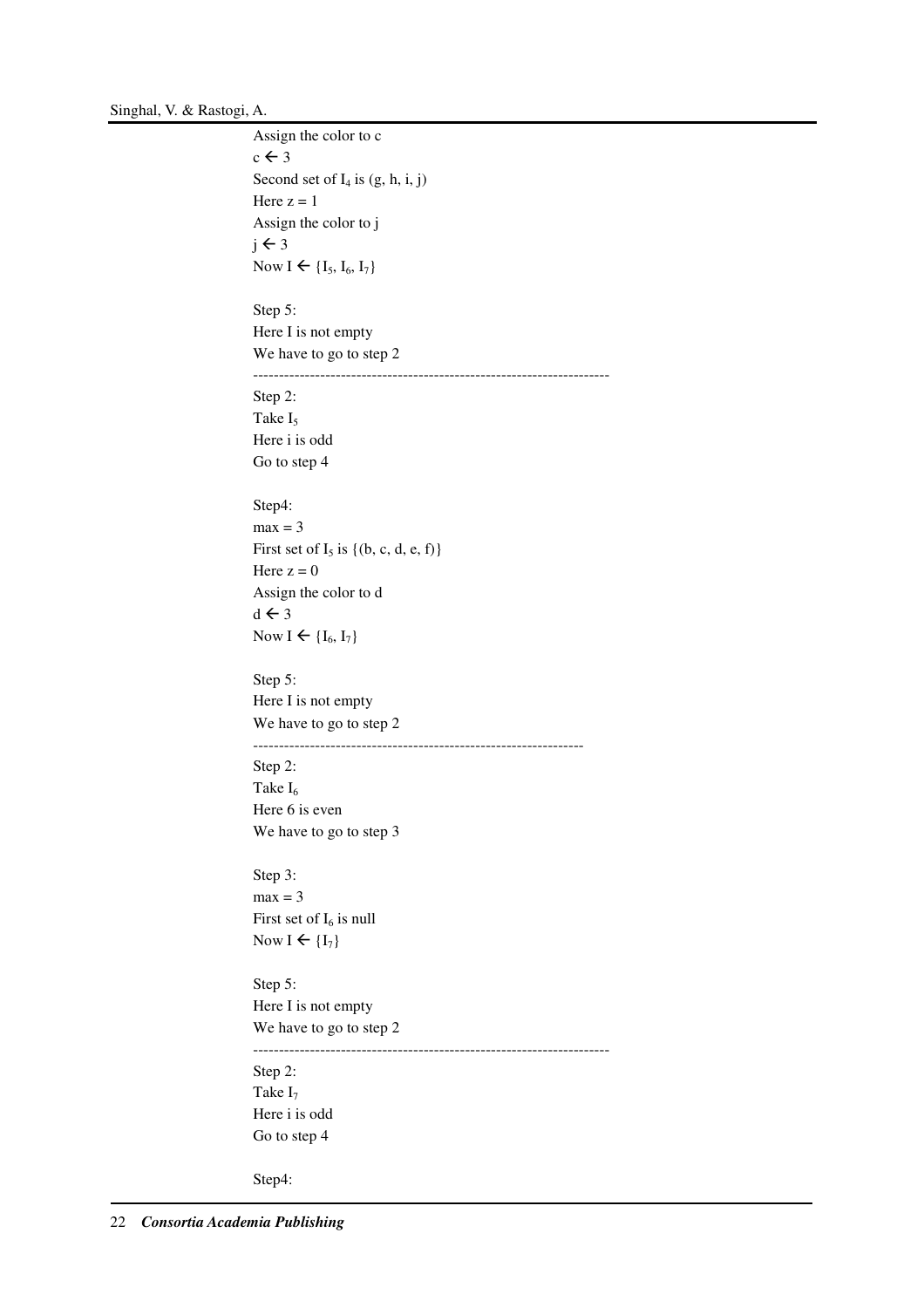Assign the color to c

c ← 3

Second set of $I_4$ is (g, h, i, j)

Here z = 1

Assign the color to j

j ← 3

Now I ← {$I_5$, $I_6$, $I_7$}

Step 5:

Here I is not empty

We have to go to step 2

--------------------------------------------------------------------

Step 2:

Take $I_5$

Here i is odd

Go to step 4

Step4:

max = 3

First set of $I_5$ is {(b, c, d, e, f)}

Here z = 0

Assign the color to d

d ← 3

Now I ← {$I_6$, $I_7$}

Step 5:

Here I is not empty

We have to go to step 2

---------------------------------------------------------------

Step 2:

Take $I_6$

Here 6 is even

We have to go to step 3

Step 3:

max = 3

First set of $I_6$ is null

Now I ← {$I_7$}

Step 5:

Here I is not empty

We have to go to step 2

--------------------------------------------------------------------

Step 2:

Take $I_7$

Here i is odd

Go to step 4

Step4: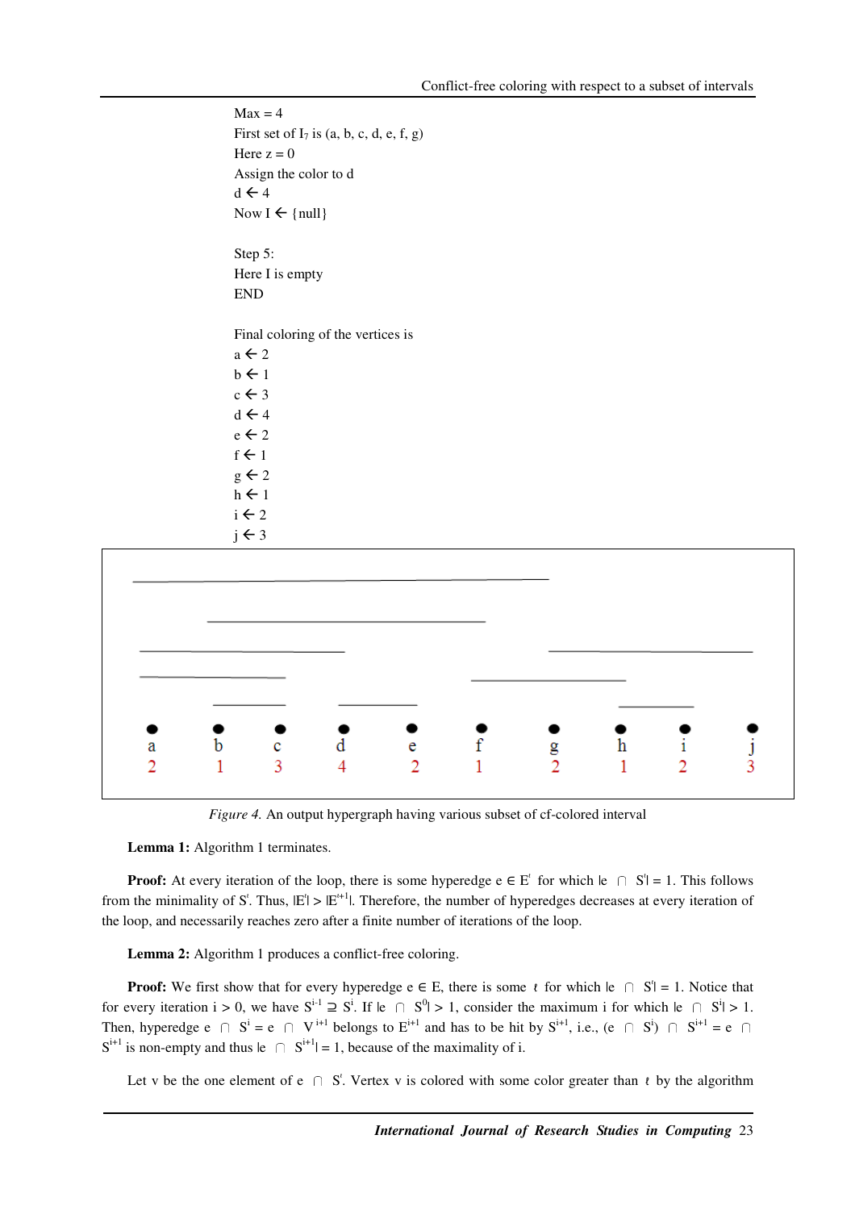Max = 4
First set of $I_7$ is (a, b, c, d, e, f, g)
Here z = 0
Assign the color to d
d ← 4
Now I ← {null}

Step 5:
Here I is empty
END

Final coloring of the vertices is
a ← 2
b ← 1
c ← 3
d ← 4
e ← 2
f ← 1
g ← 2
h ← 1
i ← 2
j ← 3

*Figure 4.* An output hypergraph having various subset of cf-colored interval

**Lemma 1:** Algorithm 1 terminates.

**Proof:** At every iteration of the loop, there is some hyperedge $e \in E^i$ for which $|e \cap S^i| = 1$. This follows from the minimality of $S^i$. Thus, $|E^i| > |E^{i+1}|$. Therefore, the number of hyperedges decreases at every iteration of the loop, and necessarily reaches zero after a finite number of iterations of the loop.

**Lemma 2:** Algorithm 1 produces a conflict-free coloring.

**Proof:** We first show that for every hyperedge $e \in E$, there is some $\ell$ for which $|e \cap S^\ell| = 1$. Notice that for every iteration $i > 0$, we have $S^{i-1} \supseteq S^i$. If $|e \cap S^0| > 1$, consider the maximum $i$ for which $|e \cap S^i| > 1$. Then, hyperedge $e \cap S^i = e \cap V^{i+1}$ belongs to $E^{i+1}$ and has to be hit by $S^{i+1}$, i.e., $(e \cap S^i) \cap S^{i+1} = e \cap S^{i+1}$ is non-empty and thus $|e \cap S^{i+1}| = 1$, because of the maximality of i.

Let v be the one element of $e \cap S^\ell$. Vertex v is colored with some color greater than $\ell$ by the algorithm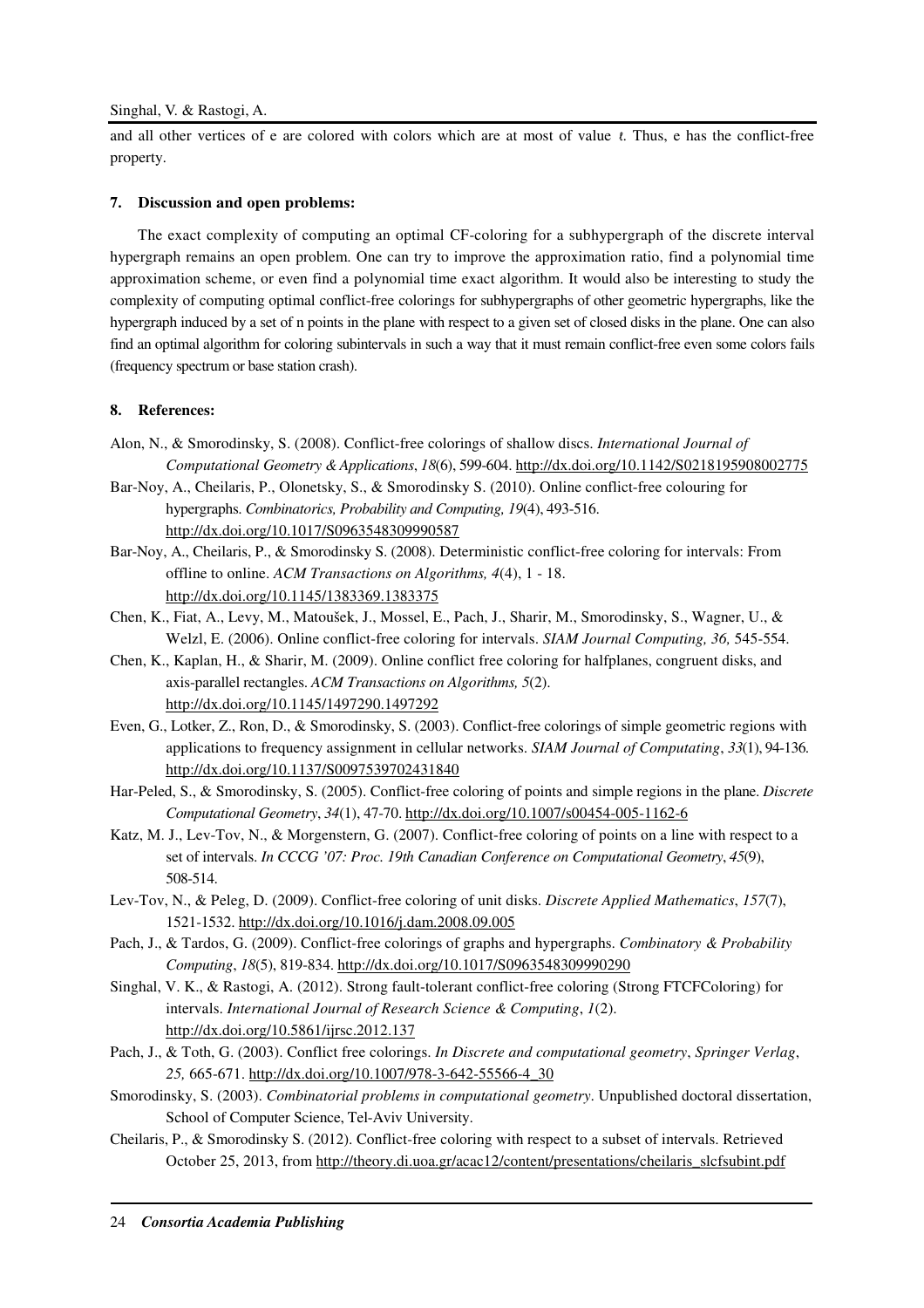and all other vertices of e are colored with colors which are at most of value $t$. Thus, e has the conflict-free property.

## 7. Discussion and open problems:

The exact complexity of computing an optimal CF-coloring for a subhypergraph of the discrete interval hypergraph remains an open problem. One can try to improve the approximation ratio, find a polynomial time approximation scheme, or even find a polynomial time exact algorithm. It would also be interesting to study the complexity of computing optimal conflict-free colorings for subhypergraphs of other geometric hypergraphs, like the hypergraph induced by a set of n points in the plane with respect to a given set of closed disks in the plane. One can also find an optimal algorithm for coloring subintervals in such a way that it must remain conflict-free even some colors fails (frequency spectrum or base station crash).

## 8. References:

Alon, N., & Smorodinsky, S. (2008). Conflict-free colorings of shallow discs. *International Journal of Computational Geometry & Applications*, *18*(6), 599-604. http://dx.doi.org/10.1142/S0218195908002775

Bar-Noy, A., Cheilaris, P., Olonetsky, S., & Smorodinsky S. (2010). Online conflict-free colouring for hypergraphs. *Combinatorics, Probability and Computing, 19*(4), 493-516. http://dx.doi.org/10.1017/S0963548309990587

Bar-Noy, A., Cheilaris, P., & Smorodinsky S. (2008). Deterministic conflict-free coloring for intervals: From offline to online. *ACM Transactions on Algorithms, 4*(4), 1 - 18. http://dx.doi.org/10.1145/1383369.1383375

Chen, K., Fiat, A., Levy, M., Matoušek, J., Mossel, E., Pach, J., Sharir, M., Smorodinsky, S., Wagner, U., & Welzl, E. (2006). Online conflict-free coloring for intervals. *SIAM Journal Computing, 36,* 545-554.

Chen, K., Kaplan, H., & Sharir, M. (2009). Online conflict free coloring for halfplanes, congruent disks, and axis-parallel rectangles. *ACM Transactions on Algorithms, 5*(2). http://dx.doi.org/10.1145/1497290.1497292

Even, G., Lotker, Z., Ron, D., & Smorodinsky, S. (2003). Conflict-free colorings of simple geometric regions with applications to frequency assignment in cellular networks. *SIAM Journal of Computating*, *33*(1), 94-136. http://dx.doi.org/10.1137/S0097539702431840

Har-Peled, S., & Smorodinsky, S. (2005). Conflict-free coloring of points and simple regions in the plane. *Discrete Computational Geometry*, *34*(1), 47-70. http://dx.doi.org/10.1007/s00454-005-1162-6

Katz, M. J., Lev-Tov, N., & Morgenstern, G. (2007). Conflict-free coloring of points on a line with respect to a set of intervals. *In CCCG '07: Proc. 19th Canadian Conference on Computational Geometry*, *45*(9), 508-514.

Lev-Tov, N., & Peleg, D. (2009). Conflict-free coloring of unit disks. *Discrete Applied Mathematics*, *157*(7), 1521-1532. http://dx.doi.org/10.1016/j.dam.2008.09.005

Pach, J., & Tardos, G. (2009). Conflict-free colorings of graphs and hypergraphs. *Combinatory & Probability Computing*, *18*(5), 819-834. http://dx.doi.org/10.1017/S0963548309990290

Singhal, V. K., & Rastogi, A. (2012). Strong fault-tolerant conflict-free coloring (Strong FTCFColoring) for intervals. *International Journal of Research Science & Computing*, *1*(2). http://dx.doi.org/10.5861/ijrsc.2012.137

Pach, J., & Toth, G. (2003). Conflict free colorings. *In Discrete and computational geometry*, *Springer Verlag*, *25,* 665-671. http://dx.doi.org/10.1007/978-3-642-55566-4_30

Smorodinsky, S. (2003). *Combinatorial problems in computational geometry*. Unpublished doctoral dissertation, School of Computer Science, Tel-Aviv University.

Cheilaris, P., & Smorodinsky S. (2012). Conflict-free coloring with respect to a subset of intervals. Retrieved October 25, 2013, from http://theory.di.uoa.gr/acac12/content/presentations/cheilaris_slcfsubint.pdf